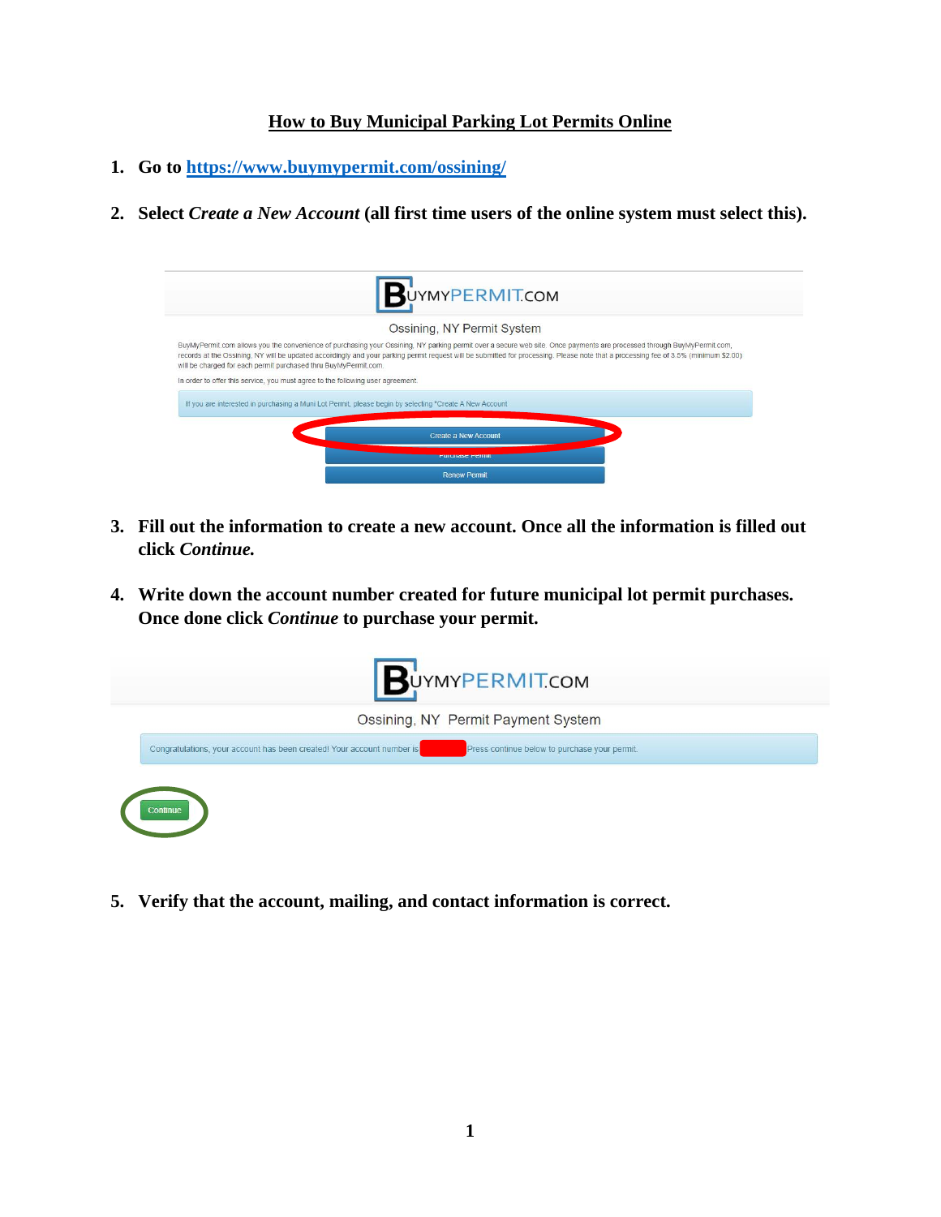# How to Buy Municipal Parking Lot Permits Online

1. **Go to [https://www.buymypermit.com/ossining/](https://www.buymypermit.com/ossining/)**

2. **Select *Create a New Account* (all first time users of the online system must select this).**

3. **Fill out the information to create a new account. Once all the information is filled out click *Continue.***

4. **Write down the account number created for future municipal lot permit purchases. Once done click *Continue* to purchase your permit.**

5. **Verify that the account, mailing, and contact information is correct.**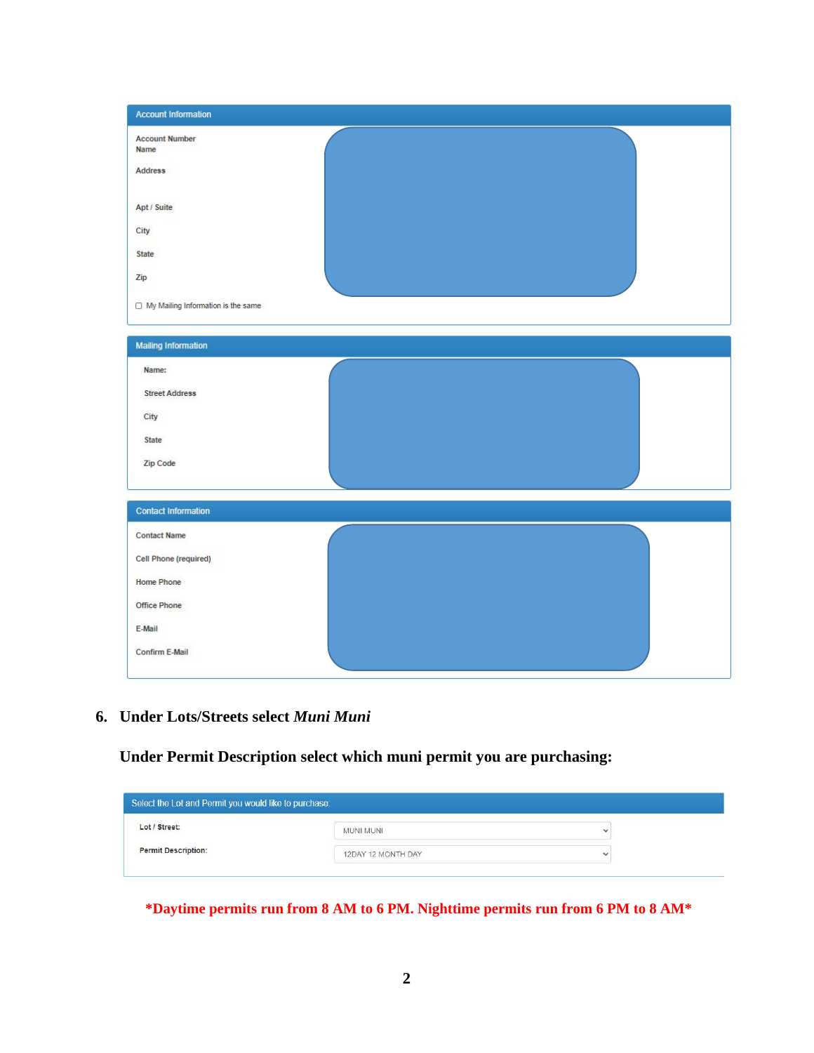**Account Information**

Account Number
Name

Address

Apt / Suite

City

State

Zip

☐ My Mailing Information is the same

**Mailing Information**

Name:

Street Address

City

State

Zip Code

**Contact Information**

Contact Name

Cell Phone (required)

Home Phone

Office Phone

E-Mail

Confirm E-Mail

6. **Under Lots/Streets select *Muni Muni***

   **Under Permit Description select which muni permit you are purchasing:**

**Select the Lot and Permit you would like to purchase:**

Lot / Street: MUNI MUNI

Permit Description: 12DAY 12 MONTH DAY

***Daytime permits run from 8 AM to 6 PM. Nighttime permits run from 6 PM to 8 AM***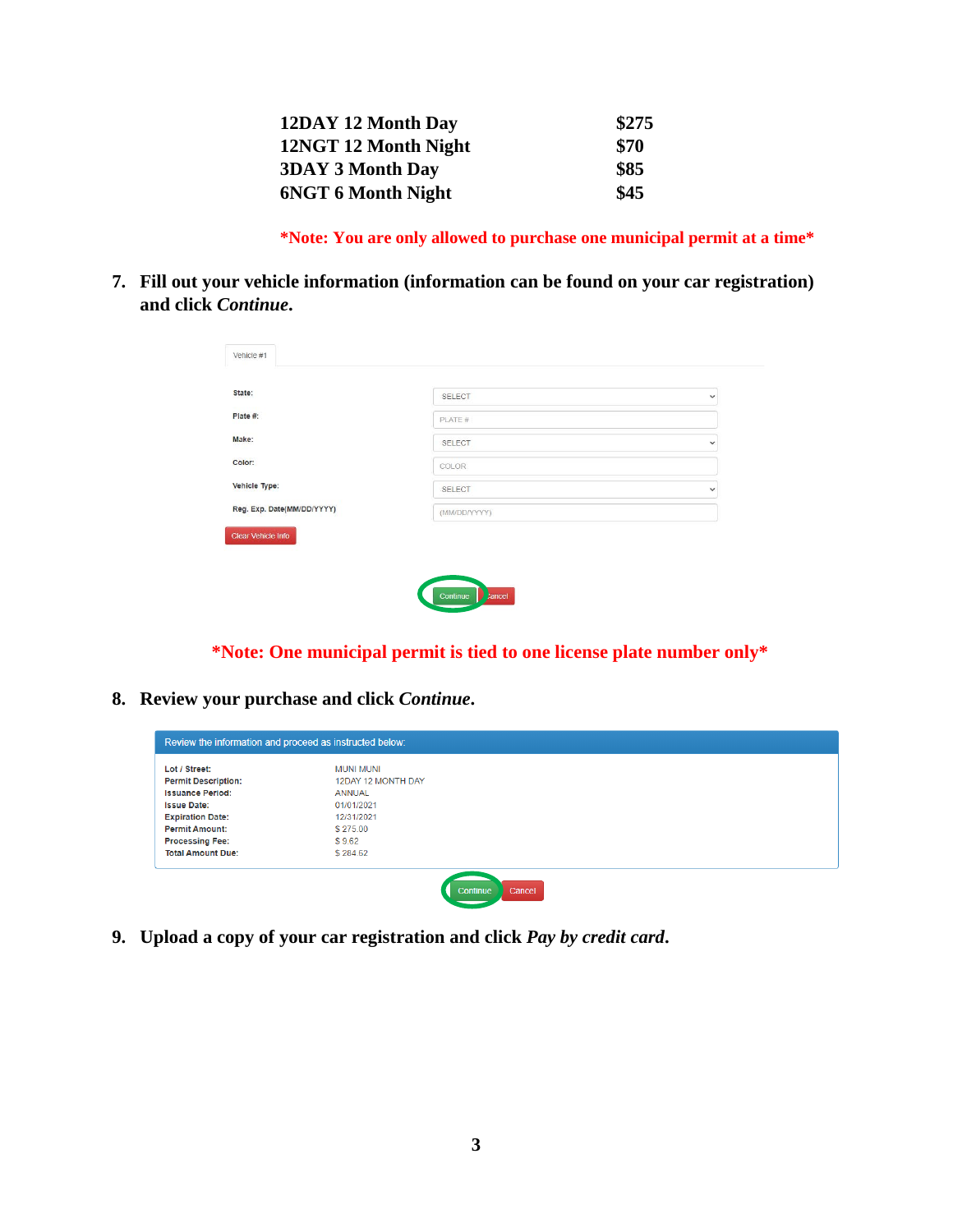| | |
|---|---|
| **12DAY 12 Month Day** | **$275** |
| **12NGT 12 Month Night** | **$70** |
| **3DAY 3 Month Day** | **$85** |
| **6NGT 6 Month Night** | **$45** |

***Note: You are only allowed to purchase one municipal permit at a time***

7. **Fill out your vehicle information (information can be found on your car registration) and click *Continue*.**

Vehicle #1

| | |
|---|---|
| State: | SELECT |
| Plate #: | PLATE # |
| Make: | SELECT |
| Color: | COLOR |
| Vehicle Type: | SELECT |
| Reg. Exp. Date(MM/DD/YYYY) | (MM/DD/YYYY) |

Clear Vehicle Info

Continue | Cancel

***Note: One municipal permit is tied to one license plate number only***

8. **Review your purchase and click *Continue*.**

Review the information and proceed as instructed below:

| | |
|---|---|
| Lot / Street: | MUNI MUNI |
| Permit Description: | 12DAY 12 MONTH DAY |
| Issuance Period: | ANNUAL |
| Issue Date: | 01/01/2021 |
| Expiration Date: | 12/31/2021 |
| Permit Amount: | $ 275.00 |
| Processing Fee: | $ 9.62 |
| Total Amount Due: | $ 284.62 |

Continue | Cancel

9. **Upload a copy of your car registration and click *Pay by credit card*.**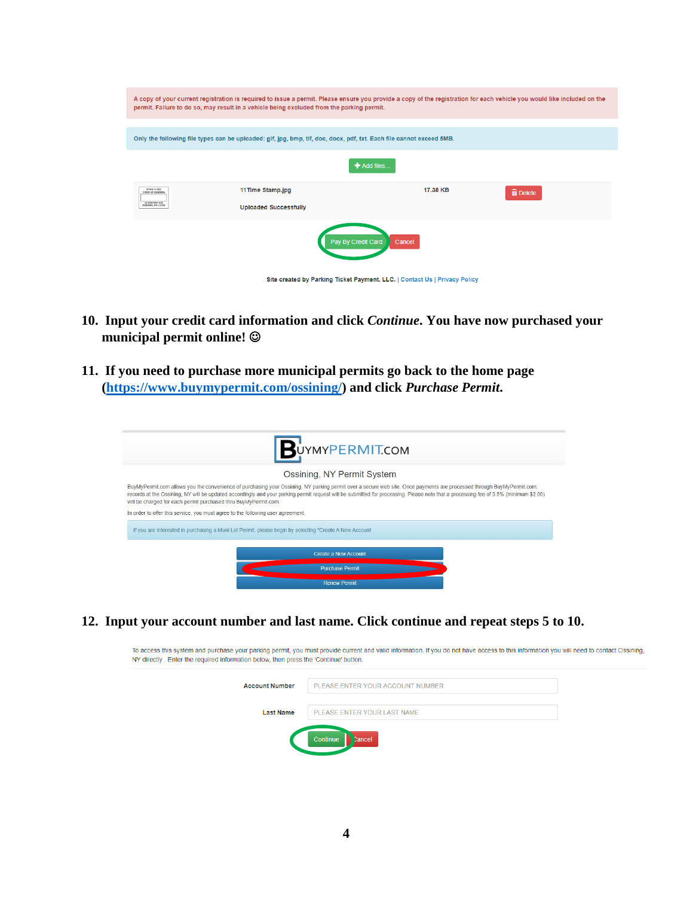A copy of your current registration is required to issue a permit. Please ensure you provide a copy of the registration for each vehicle you would like included on the permit. Failure to do so, may result in a vehicle being excluded from the parking permit.

Only the following file types can be uploaded: gif, jpg, bmp, tif, doc, docx, pdf, txt. Each file cannot exceed 5MB.

+ Add files...

11Time Stamp.jpg — 17.38 KB — Delete

Uploaded Successfully

Pay By Credit Card | Cancel

Site created by Parking Ticket Payment, LLC. | Contact Us | Privacy Policy

10. **Input your credit card information and click *Continue*. You have now purchased your municipal permit online! ☺**

11. **If you need to purchase more municipal permits go back to the home page ([https://www.buymypermit.com/ossining/](https://www.buymypermit.com/ossining/)) and click *Purchase Permit*.**

BUYMYPERMIT.COM

Ossining, NY Permit System

BuyMyPermit.com allows you the convenience of purchasing your Ossining, NY parking permit over a secure web site. Once payments are processed through BuyMyPermit.com, records at the Ossining, NY will be updated accordingly and your parking permit request will be submitted for processing. Please note that a processing fee of 3.5% (minimum $2.00) will be charged for each permit purchased thru BuyMyPermit.com.

In order to offer this service, you must agree to the following user agreement.

If you are interested in purchasing a Muni Lot Permit, please begin by selecting "Create A New Account

Create a New Account

Purchase Permit

Renew Permit

12. **Input your account number and last name. Click continue and repeat steps 5 to 10.**

To access this system and purchase your parking permit, you must provide current and valid information. If you do not have access to this information you will need to contact Ossining, NY directly . Enter the required information below, then press the 'Continue' button.

Account Number: PLEASE ENTER YOUR ACCOUNT NUMBER

Last Name: PLEASE ENTER YOUR LAST NAME

Continue | Cancel